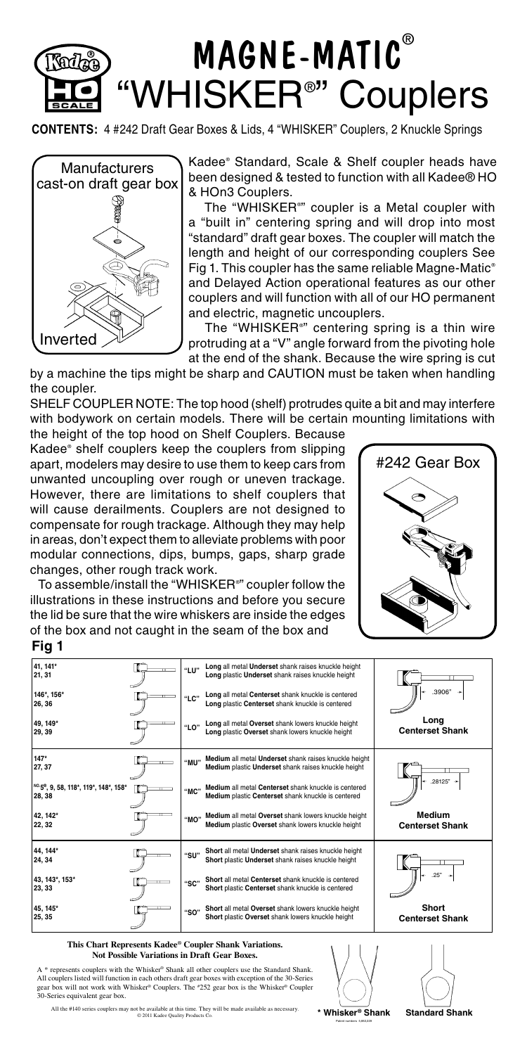# MAGNE-MATIC® "WHISKER®" Couplers

Kadee® HO SCALE

**CONTENTS:** 4 #242 Draft Gear Boxes & Lids, 4 "WHISKER" Couplers, 2 Knuckle Springs

Manufacturers cast-on draft gear box

Inverted

Kadee® Standard, Scale & Shelf coupler heads have been designed & tested to function with all Kadee® HO & HOn3 Couplers.

The "WHISKER®" coupler is a Metal coupler with a "built in" centering spring and will drop into most "standard" draft gear boxes. The coupler will match the length and height of our corresponding couplers See Fig 1. This coupler has the same reliable Magne-Matic® and Delayed Action operational features as our other couplers and will function with all of our HO permanent and electric, magnetic uncouplers.

The "WHISKER®" centering spring is a thin wire protruding at a "V" angle forward from the pivoting hole at the end of the shank. Because the wire spring is cut by a machine the tips might be sharp and CAUTION must be taken when handling the coupler.

SHELF COUPLER NOTE: The top hood (shelf) protrudes quite a bit and may interfere with bodywork on certain models. There will be certain mounting limitations with the height of the top hood on Shelf Couplers. Because Kadee® shelf couplers keep the couplers from slipping apart, modelers may desire to use them to keep cars from unwanted uncoupling over rough or uneven trackage. However, there are limitations to shelf couplers that will cause derailments. Couplers are not designed to compensate for rough trackage. Although they may help in areas, don't expect them to alleviate problems with poor modular connections, dips, bumps, gaps, sharp grade changes, other rough track work.

#242 Gear Box

To assemble/install the "WHISKER®" coupler follow the illustrations in these instructions and before you secure the lid be sure that the wire whiskers are inside the edges of the box and not caught in the seam of the box and

**Fig 1**

| Coupler No. | Code | Description | Shank |
|---|---|---|---|
| 41, 141*<br>21, 31 | "LU" | **Long** all metal **Underset** shank raises knuckle height<br>**Long** plastic **Underset** shank raises knuckle height | .3906"<br>**Long Centerset Shank** |
| 146*, 156*<br>26, 36 | "LC" | **Long** all metal **Centerset** shank knuckle is centered<br>**Long** plastic **Centerset** shank knuckle is centered | |
| 49, 149*<br>29, 39 | "LO" | **Long** all metal **Overset** shank lowers knuckle height<br>**Long** plastic **Overset** shank lowers knuckle height | |
| 147*<br>27, 37 | "MU" | **Medium** all metal **Underset** shank raises knuckle height<br>**Medium** plastic **Underset** shank raises knuckle height | .28125"<br>**Medium Centerset Shank** |
| NO.5®, 9, 58, 118*, 119*, 148*, 158*<br>28, 38 | "MC" | **Medium** all metal **Centerset** shank knuckle is centered<br>**Medium** plastic **Centerset** shank knuckle is centered | |
| 42, 142*<br>22, 32 | "MO" | **Medium** all metal **Overset** shank lowers knuckle height<br>**Medium** plastic **Overset** shank lowers knuckle height | |
| 44, 144*<br>24, 34 | "SU" | **Short** all metal **Underset** shank raises knuckle height<br>**Short** plastic **Underset** shank raises knuckle height | .25"<br>**Short Centerset Shank** |
| 43, 143*, 153*<br>23, 33 | "SC" | **Short** all metal **Centerset** shank knuckle is centered<br>**Short** plastic **Centerset** shank knuckle is centered | |
| 45, 145*<br>25, 35 | "SO" | **Short** all metal **Overset** shank lowers knuckle height<br>**Short** plastic **Overset** shank lowers knuckle height | |

**This Chart Represents Kadee® Coupler Shank Variations. Not Possible Variations in Draft Gear Boxes.**

A * represents couplers with the Whisker® Shank all other couplers use the Standard Shank. All couplers listed will function in each others draft gear boxes with exception of the 30-Series gear box will not work with Whisker® Couplers. The #252 gear box is the Whisker® Coupler 30-Series equivalent gear box.

All the #140 series couplers may not be available at this time. They will be made available as necessary.
© 2011 Kadee Quality Products Co.

\* Whisker® Shank — Patent numbers 5,662,228

Standard Shank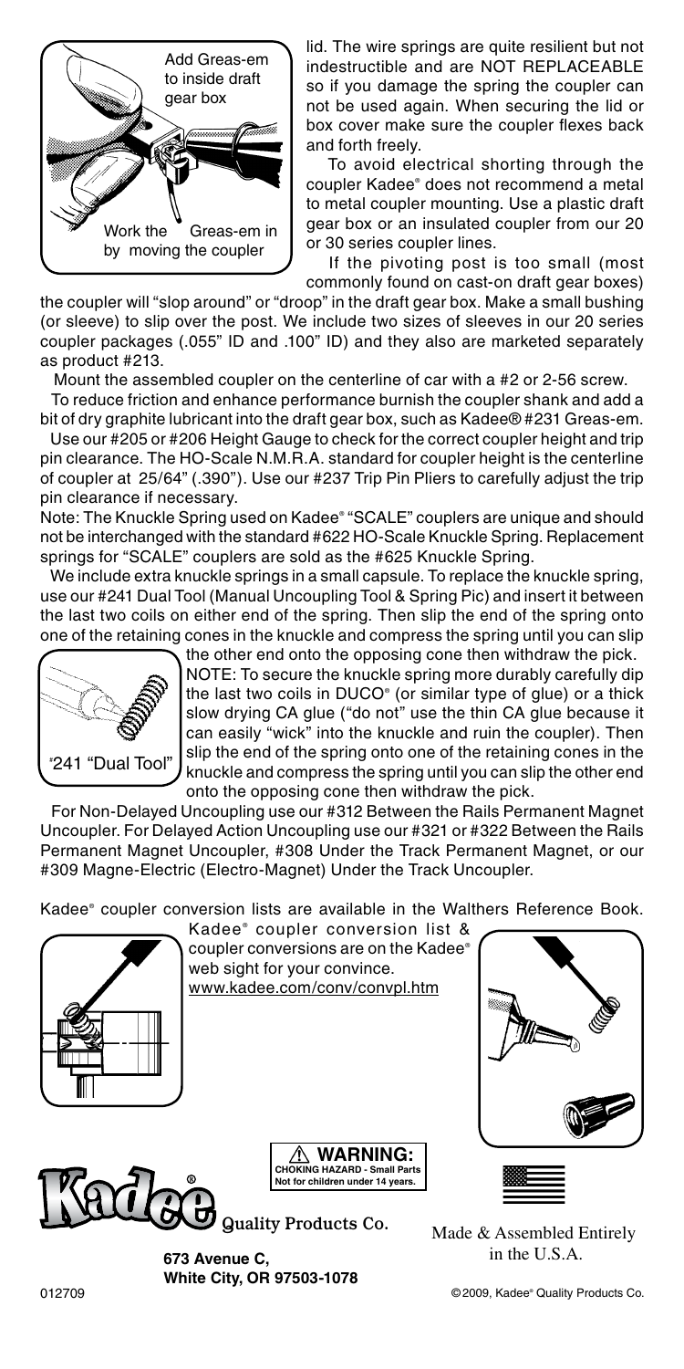Add Greas-em to inside draft gear box

Work the Greas-em in by moving the coupler

lid. The wire springs are quite resilient but not indestructible and are NOT REPLACEABLE so if you damage the spring the coupler can not be used again. When securing the lid or box cover make sure the coupler flexes back and forth freely.

To avoid electrical shorting through the coupler Kadee® does not recommend a metal to metal coupler mounting. Use a plastic draft gear box or an insulated coupler from our 20 or 30 series coupler lines.

If the pivoting post is too small (most commonly found on cast-on draft gear boxes) the coupler will "slop around" or "droop" in the draft gear box. Make a small bushing (or sleeve) to slip over the post. We include two sizes of sleeves in our 20 series coupler packages (.055" ID and .100" ID) and they also are marketed separately as product #213.

Mount the assembled coupler on the centerline of car with a #2 or 2-56 screw.

To reduce friction and enhance performance burnish the coupler shank and add a bit of dry graphite lubricant into the draft gear box, such as Kadee® #231 Greas-em.

Use our #205 or #206 Height Gauge to check for the correct coupler height and trip pin clearance. The HO-Scale N.M.R.A. standard for coupler height is the centerline of coupler at 25/64" (.390"). Use our #237 Trip Pin Pliers to carefully adjust the trip pin clearance if necessary.

Note: The Knuckle Spring used on Kadee® "SCALE" couplers are unique and should not be interchanged with the standard #622 HO-Scale Knuckle Spring. Replacement springs for "SCALE" couplers are sold as the #625 Knuckle Spring.

We include extra knuckle springs in a small capsule. To replace the knuckle spring, use our #241 Dual Tool (Manual Uncoupling Tool & Spring Pic) and insert it between the last two coils on either end of the spring. Then slip the end of the spring onto one of the retaining cones in the knuckle and compress the spring until you can slip the other end onto the opposing cone then withdraw the pick.

#241 "Dual Tool"

NOTE: To secure the knuckle spring more durably carefully dip the last two coils in DUCO® (or similar type of glue) or a thick slow drying CA glue ("do not" use the thin CA glue because it can easily "wick" into the knuckle and ruin the coupler). Then slip the end of the spring onto one of the retaining cones in the knuckle and compress the spring until you can slip the other end onto the opposing cone then withdraw the pick.

For Non-Delayed Uncoupling use our #312 Between the Rails Permanent Magnet Uncoupler. For Delayed Action Uncoupling use our #321 or #322 Between the Rails Permanent Magnet Uncoupler, #308 Under the Track Permanent Magnet, or our #309 Magne-Electric (Electro-Magnet) Under the Track Uncoupler.

Kadee® coupler conversion lists are available in the Walthers Reference Book. Kadee® coupler conversion list & coupler conversions are on the Kadee® web sight for your convince. www.kadee.com/conv/convpl.htm

**⚠ WARNING:** CHOKING HAZARD - Small Parts Not for children under 14 years.

Kadee® Quality Products Co.

673 Avenue C,
White City, OR 97503-1078

Made & Assembled Entirely in the U.S.A.

012709

©2009, Kadee® Quality Products Co.